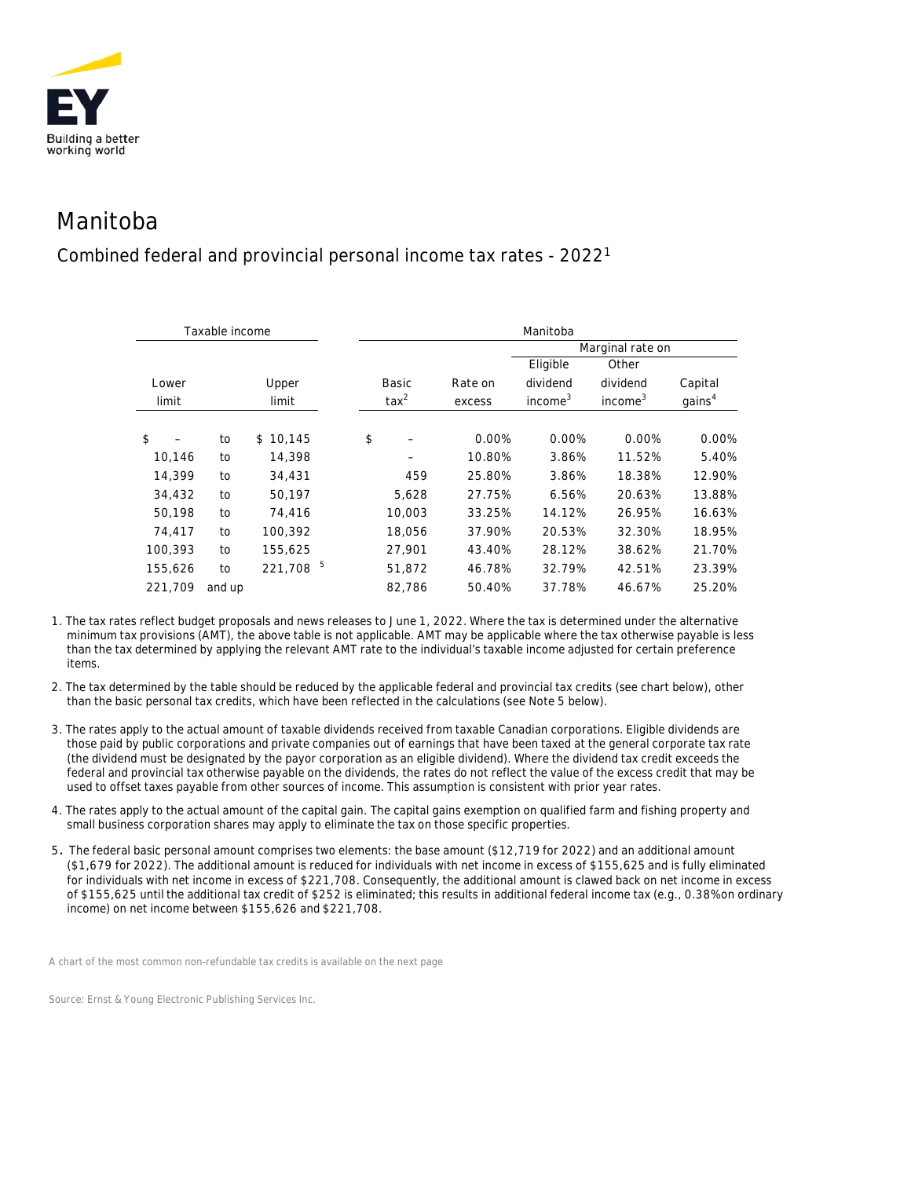# Manitoba

## Combined federal and provincial personal income tax rates - 2022[1]

| Taxable income | | | Manitoba | | | | |
|---|---|---|---|---|---|---|---|
| | | | | | Marginal rate on | | |
| Lower limit | | Upper limit | Basic tax[2] | Rate on excess | Eligible dividend income[3] | Other dividend income[3] | Capital gains[4] |
| $ – | to | $ 10,145 | $ – | 0.00% | 0.00% | 0.00% | 0.00% |
| 10,146 | to | 14,398 | – | 10.80% | 3.86% | 11.52% | 5.40% |
| 14,399 | to | 34,431 | 459 | 25.80% | 3.86% | 18.38% | 12.90% |
| 34,432 | to | 50,197 | 5,628 | 27.75% | 6.56% | 20.63% | 13.88% |
| 50,198 | to | 74,416 | 10,003 | 33.25% | 14.12% | 26.95% | 16.63% |
| 74,417 | to | 100,392 | 18,056 | 37.90% | 20.53% | 32.30% | 18.95% |
| 100,393 | to | 155,625 | 27,901 | 43.40% | 28.12% | 38.62% | 21.70% |
| 155,626 | to | 221,708 [5] | 51,872 | 46.78% | 32.79% | 42.51% | 23.39% |
| 221,709 | and up | | 82,786 | 50.40% | 37.78% | 46.67% | 25.20% |

1. The tax rates reflect budget proposals and news releases to June 1, 2022. Where the tax is determined under the alternative minimum tax provisions (AMT), the above table is not applicable. AMT may be applicable where the tax otherwise payable is less than the tax determined by applying the relevant AMT rate to the individual's taxable income adjusted for certain preference items.

2. The tax determined by the table should be reduced by the applicable federal and provincial tax credits (see chart below), other than the basic personal tax credits, which have been reflected in the calculations (see Note 5 below).

3. The rates apply to the actual amount of taxable dividends received from taxable Canadian corporations. Eligible dividends are those paid by public corporations and private companies out of earnings that have been taxed at the general corporate tax rate (the dividend must be designated by the payor corporation as an eligible dividend). Where the dividend tax credit exceeds the federal and provincial tax otherwise payable on the dividends, the rates do not reflect the value of the excess credit that may be used to offset taxes payable from other sources of income. This assumption is consistent with prior year rates.

4. The rates apply to the actual amount of the capital gain. The capital gains exemption on qualified farm and fishing property and small business corporation shares may apply to eliminate the tax on those specific properties.

5. The federal basic personal amount comprises two elements: the base amount ($12,719 for 2022) and an additional amount ($1,679 for 2022). The additional amount is reduced for individuals with net income in excess of $155,625 and is fully eliminated for individuals with net income in excess of $221,708. Consequently, the additional amount is clawed back on net income in excess of $155,625 until the additional tax credit of $252 is eliminated; this results in additional federal income tax (e.g., 0.38% on ordinary income) on net income between $155,626 and $221,708.

A chart of the most common non-refundable tax credits is available on the next page

Source: Ernst & Young Electronic Publishing Services Inc.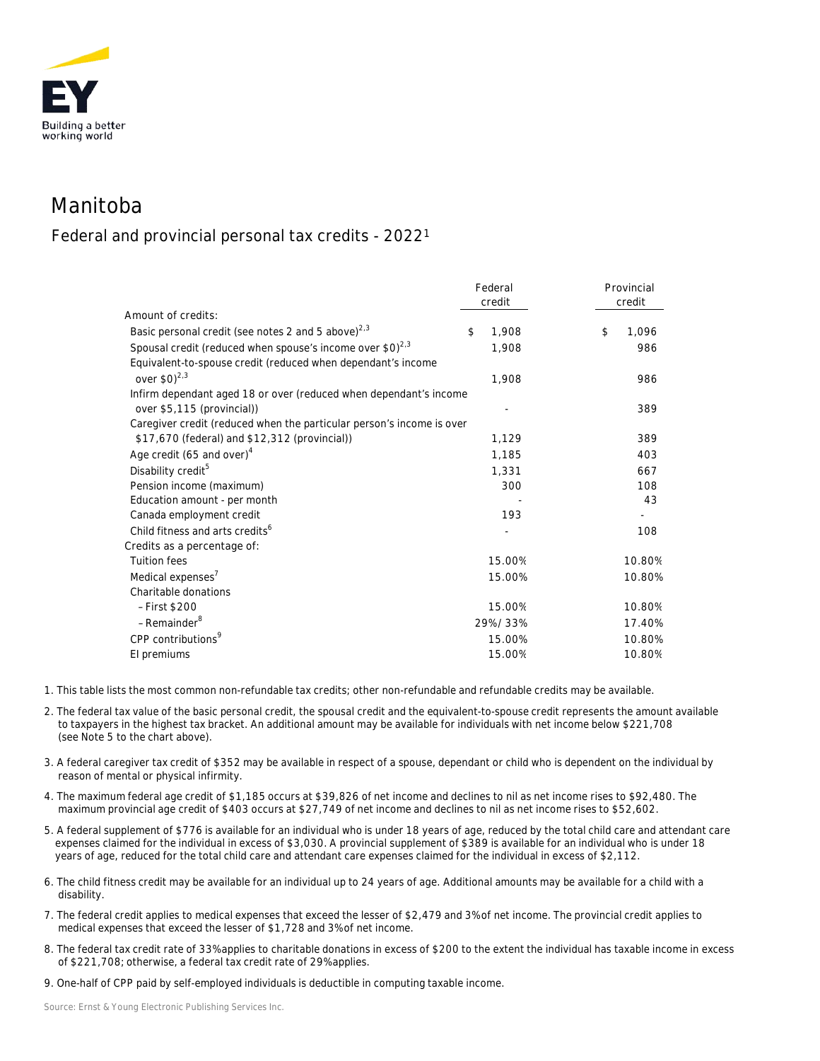# Manitoba

## Federal and provincial personal tax credits - 2022[1]

| | Federal credit | Provincial credit |
|---|---|---|
| **Amount of credits:** | | |
| Basic personal credit (see notes 2 and 5 above)[2,3] | $ 1,908 | $ 1,096 |
| Spousal credit (reduced when spouse's income over $0)[2,3] | 1,908 | 986 |
| Equivalent-to-spouse credit (reduced when dependant's income over $0)[2,3] | 1,908 | 986 |
| Infirm dependant aged 18 or over (reduced when dependant's income over $5,115 (provincial)) | - | 389 |
| Caregiver credit (reduced when the particular person's income is over $17,670 (federal) and $12,312 (provincial)) | 1,129 | 389 |
| Age credit (65 and over)[4] | 1,185 | 403 |
| Disability credit[5] | 1,331 | 667 |
| Pension income (maximum) | 300 | 108 |
| Education amount - per month | - | 43 |
| Canada employment credit | 193 | - |
| Child fitness and arts credits[6] | - | 108 |
| **Credits as a percentage of:** | | |
| Tuition fees | 15.00% | 10.80% |
| Medical expenses[7] | 15.00% | 10.80% |
| Charitable donations | | |
| – First $200 | 15.00% | 10.80% |
| – Remainder[8] | 29%/ 33% | 17.40% |
| CPP contributions[9] | 15.00% | 10.80% |
| EI premiums | 15.00% | 10.80% |

1. This table lists the most common non-refundable tax credits; other non-refundable and refundable credits may be available.
2. The federal tax value of the basic personal credit, the spousal credit and the equivalent-to-spouse credit represents the amount available to taxpayers in the highest tax bracket. An additional amount may be available for individuals with net income below $221,708 (see Note 5 to the chart above).
3. A federal caregiver tax credit of $352 may be available in respect of a spouse, dependant or child who is dependent on the individual by reason of mental or physical infirmity.
4. The maximum federal age credit of $1,185 occurs at $39,826 of net income and declines to nil as net income rises to $92,480. The maximum provincial age credit of $403 occurs at $27,749 of net income and declines to nil as net income rises to $52,602.
5. A federal supplement of $776 is available for an individual who is under 18 years of age, reduced by the total child care and attendant care expenses claimed for the individual in excess of $3,030. A provincial supplement of $389 is available for an individual who is under 18 years of age, reduced for the total child care and attendant care expenses claimed for the individual in excess of $2,112.
6. The child fitness credit may be available for an individual up to 24 years of age. Additional amounts may be available for a child with a disability.
7. The federal credit applies to medical expenses that exceed the lesser of $2,479 and 3% of net income. The provincial credit applies to medical expenses that exceed the lesser of $1,728 and 3% of net income.
8. The federal tax credit rate of 33% applies to charitable donations in excess of $200 to the extent the individual has taxable income in excess of $221,708; otherwise, a federal tax credit rate of 29% applies.
9. One-half of CPP paid by self-employed individuals is deductible in computing taxable income.

Source: Ernst & Young Electronic Publishing Services Inc.